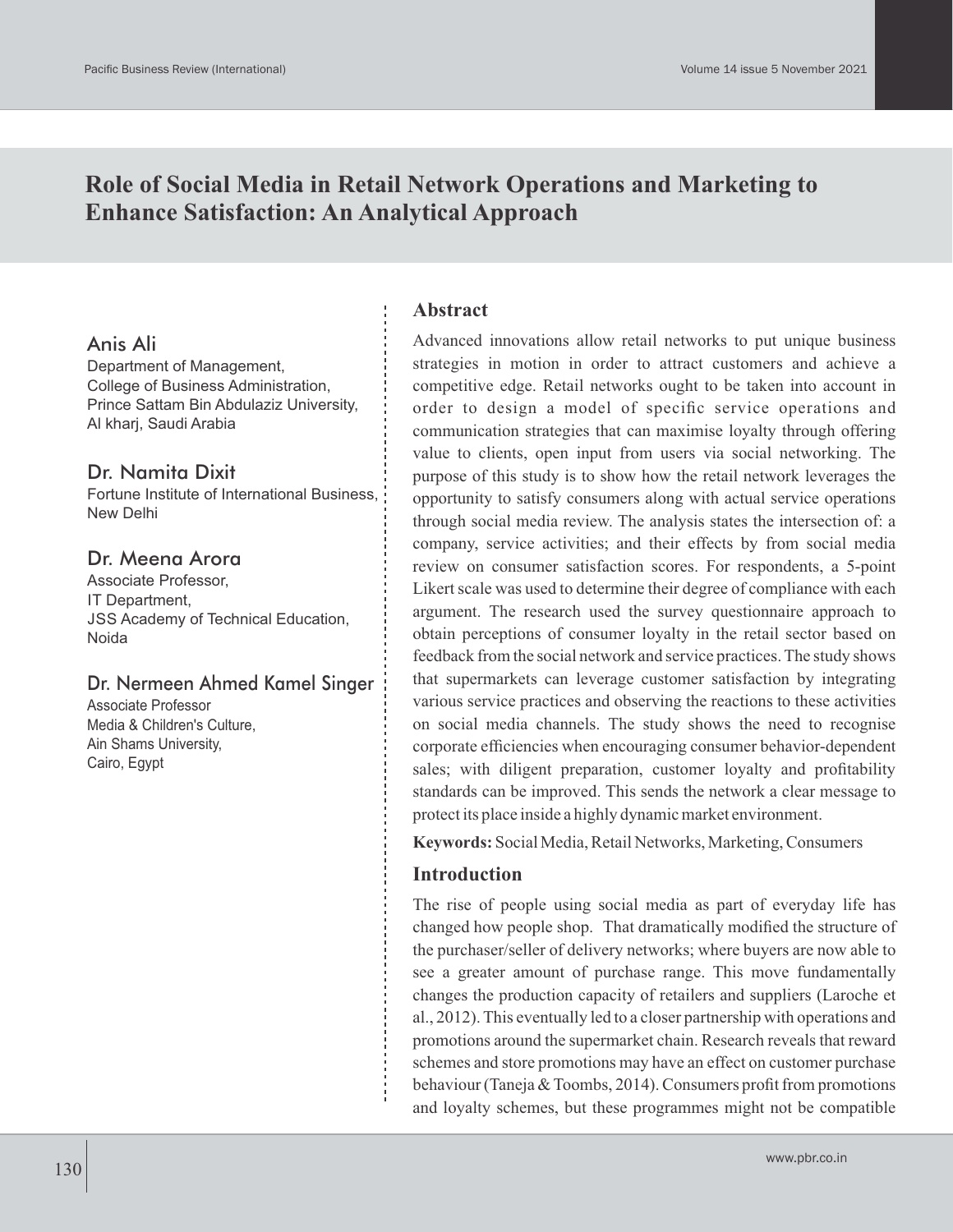# Role of Social Media in Retail Network Operations and Marketing to Enhance Satisfaction: An Analytical Approach

**Anis Ali**
Department of Management,
College of Business Administration,
Prince Sattam Bin Abdulaziz University,
Al kharj, Saudi Arabia

**Dr. Namita Dixit**
Fortune Institute of International Business,
New Delhi

**Dr. Meena Arora**
Associate Professor,
IT Department,
JSS Academy of Technical Education,
Noida

**Dr. Nermeen Ahmed Kamel Singer**
Associate Professor
Media & Children's Culture,
Ain Shams University,
Cairo, Egypt

## Abstract

Advanced innovations allow retail networks to put unique business strategies in motion in order to attract customers and achieve a competitive edge. Retail networks ought to be taken into account in order to design a model of specific service operations and communication strategies that can maximise loyalty through offering value to clients, open input from users via social networking. The purpose of this study is to show how the retail network leverages the opportunity to satisfy consumers along with actual service operations through social media review. The analysis states the intersection of: a company, service activities; and their effects by from social media review on consumer satisfaction scores. For respondents, a 5-point Likert scale was used to determine their degree of compliance with each argument. The research used the survey questionnaire approach to obtain perceptions of consumer loyalty in the retail sector based on feedback from the social network and service practices. The study shows that supermarkets can leverage customer satisfaction by integrating various service practices and observing the reactions to these activities on social media channels. The study shows the need to recognise corporate efficiencies when encouraging consumer behavior-dependent sales; with diligent preparation, customer loyalty and profitability standards can be improved. This sends the network a clear message to protect its place inside a highly dynamic market environment.

**Keywords:** Social Media, Retail Networks, Marketing, Consumers

## Introduction

The rise of people using social media as part of everyday life has changed how people shop. That dramatically modified the structure of the purchaser/seller of delivery networks; where buyers are now able to see a greater amount of purchase range. This move fundamentally changes the production capacity of retailers and suppliers (Laroche et al., 2012). This eventually led to a closer partnership with operations and promotions around the supermarket chain. Research reveals that reward schemes and store promotions may have an effect on customer purchase behaviour (Taneja & Toombs, 2014). Consumers profit from promotions and loyalty schemes, but these programmes might not be compatible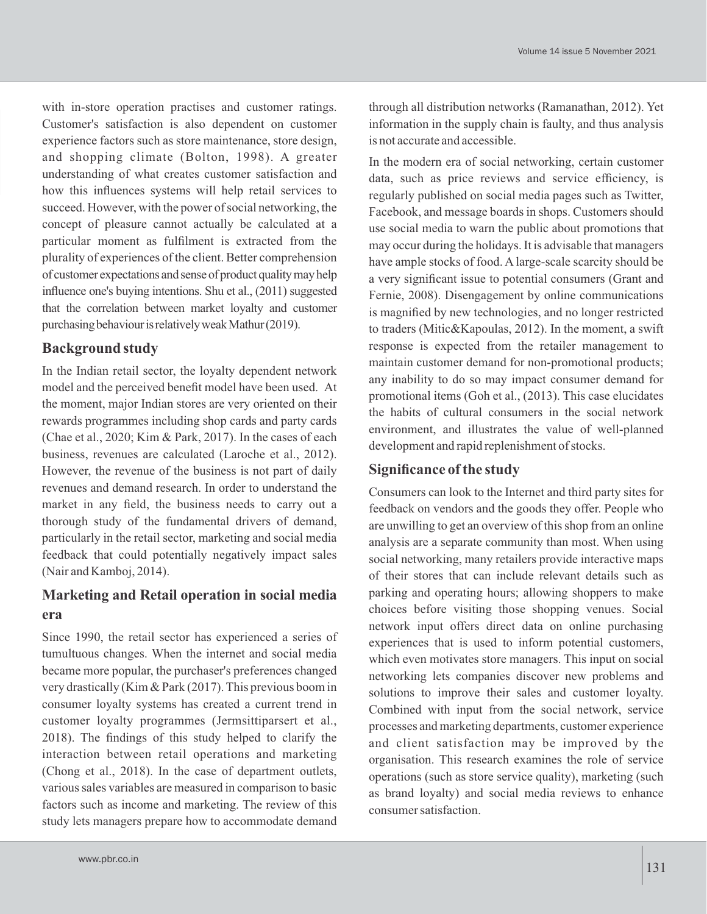with in-store operation practises and customer ratings. Customer's satisfaction is also dependent on customer experience factors such as store maintenance, store design, and shopping climate (Bolton, 1998). A greater understanding of what creates customer satisfaction and how this influences systems will help retail services to succeed. However, with the power of social networking, the concept of pleasure cannot actually be calculated at a particular moment as fulfilment is extracted from the plurality of experiences of the client. Better comprehension of customer expectations and sense of product quality may help influence one's buying intentions. Shu et al., (2011) suggested that the correlation between market loyalty and customer purchasing behaviour is relatively weak Mathur (2019).

## Background study

In the Indian retail sector, the loyalty dependent network model and the perceived benefit model have been used. At the moment, major Indian stores are very oriented on their rewards programmes including shop cards and party cards (Chae et al., 2020; Kim & Park, 2017). In the cases of each business, revenues are calculated (Laroche et al., 2012). However, the revenue of the business is not part of daily revenues and demand research. In order to understand the market in any field, the business needs to carry out a thorough study of the fundamental drivers of demand, particularly in the retail sector, marketing and social media feedback that could potentially negatively impact sales (Nair and Kamboj, 2014).

## Marketing and Retail operation in social media era

Since 1990, the retail sector has experienced a series of tumultuous changes. When the internet and social media became more popular, the purchaser's preferences changed very drastically (Kim & Park (2017). This previous boom in consumer loyalty systems has created a current trend in customer loyalty programmes (Jermsittiparsert et al., 2018). The findings of this study helped to clarify the interaction between retail operations and marketing (Chong et al., 2018). In the case of department outlets, various sales variables are measured in comparison to basic factors such as income and marketing. The review of this study lets managers prepare how to accommodate demand through all distribution networks (Ramanathan, 2012). Yet information in the supply chain is faulty, and thus analysis is not accurate and accessible.

In the modern era of social networking, certain customer data, such as price reviews and service efficiency, is regularly published on social media pages such as Twitter, Facebook, and message boards in shops. Customers should use social media to warn the public about promotions that may occur during the holidays. It is advisable that managers have ample stocks of food. A large-scale scarcity should be a very significant issue to potential consumers (Grant and Fernie, 2008). Disengagement by online communications is magnified by new technologies, and no longer restricted to traders (Mitic&Kapoulas, 2012). In the moment, a swift response is expected from the retailer management to maintain customer demand for non-promotional products; any inability to do so may impact consumer demand for promotional items (Goh et al., (2013). This case elucidates the habits of cultural consumers in the social network environment, and illustrates the value of well-planned development and rapid replenishment of stocks.

## Significance of the study

Consumers can look to the Internet and third party sites for feedback on vendors and the goods they offer. People who are unwilling to get an overview of this shop from an online analysis are a separate community than most. When using social networking, many retailers provide interactive maps of their stores that can include relevant details such as parking and operating hours; allowing shoppers to make choices before visiting those shopping venues. Social network input offers direct data on online purchasing experiences that is used to inform potential customers, which even motivates store managers. This input on social networking lets companies discover new problems and solutions to improve their sales and customer loyalty. Combined with input from the social network, service processes and marketing departments, customer experience and client satisfaction may be improved by the organisation. This research examines the role of service operations (such as store service quality), marketing (such as brand loyalty) and social media reviews to enhance consumer satisfaction.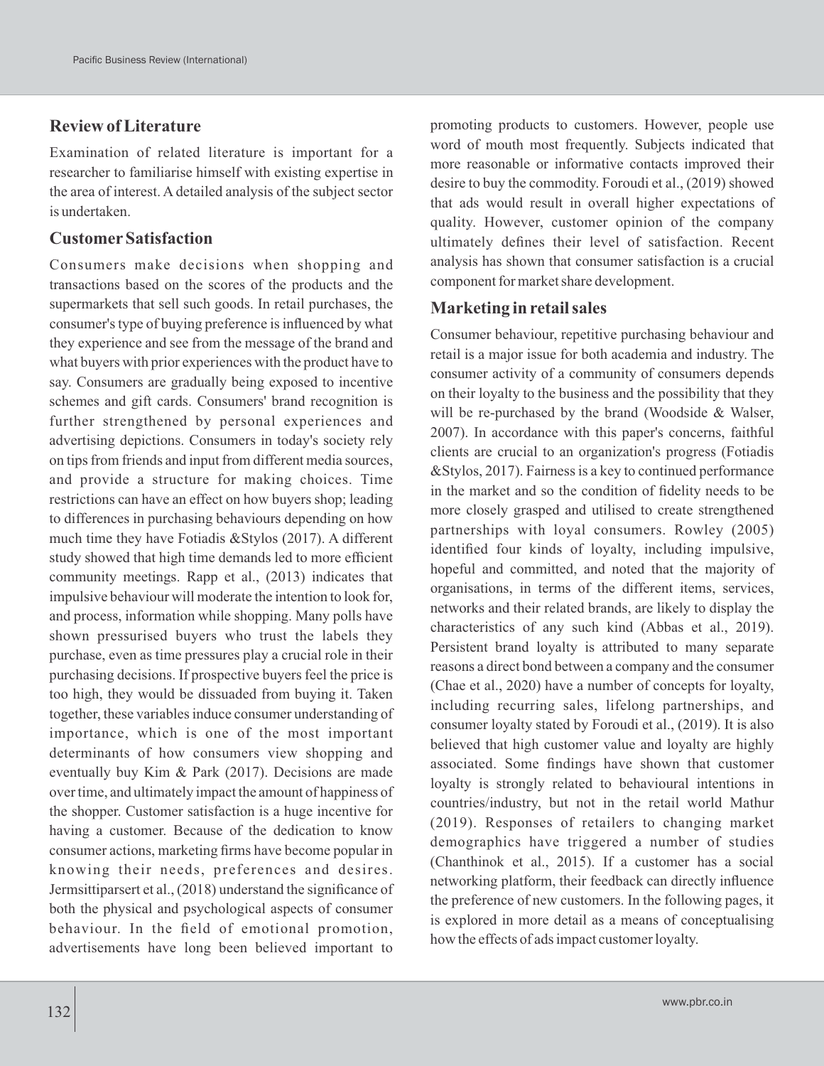## Review of Literature

Examination of related literature is important for a researcher to familiarise himself with existing expertise in the area of interest. A detailed analysis of the subject sector is undertaken.

## Customer Satisfaction

Consumers make decisions when shopping and transactions based on the scores of the products and the supermarkets that sell such goods. In retail purchases, the consumer's type of buying preference is influenced by what they experience and see from the message of the brand and what buyers with prior experiences with the product have to say. Consumers are gradually being exposed to incentive schemes and gift cards. Consumers' brand recognition is further strengthened by personal experiences and advertising depictions. Consumers in today's society rely on tips from friends and input from different media sources, and provide a structure for making choices. Time restrictions can have an effect on how buyers shop; leading to differences in purchasing behaviours depending on how much time they have Fotiadis &Stylos (2017). A different study showed that high time demands led to more efficient community meetings. Rapp et al., (2013) indicates that impulsive behaviour will moderate the intention to look for, and process, information while shopping. Many polls have shown pressurised buyers who trust the labels they purchase, even as time pressures play a crucial role in their purchasing decisions. If prospective buyers feel the price is too high, they would be dissuaded from buying it. Taken together, these variables induce consumer understanding of importance, which is one of the most important determinants of how consumers view shopping and eventually buy Kim & Park (2017). Decisions are made over time, and ultimately impact the amount of happiness of the shopper. Customer satisfaction is a huge incentive for having a customer. Because of the dedication to know consumer actions, marketing firms have become popular in knowing their needs, preferences and desires. Jermsittiparsert et al., (2018) understand the significance of both the physical and psychological aspects of consumer behaviour. In the field of emotional promotion, advertisements have long been believed important to promoting products to customers. However, people use word of mouth most frequently. Subjects indicated that more reasonable or informative contacts improved their desire to buy the commodity. Foroudi et al., (2019) showed that ads would result in overall higher expectations of quality. However, customer opinion of the company ultimately defines their level of satisfaction. Recent analysis has shown that consumer satisfaction is a crucial component for market share development.

## Marketing in retail sales

Consumer behaviour, repetitive purchasing behaviour and retail is a major issue for both academia and industry. The consumer activity of a community of consumers depends on their loyalty to the business and the possibility that they will be re-purchased by the brand (Woodside & Walser, 2007). In accordance with this paper's concerns, faithful clients are crucial to an organization's progress (Fotiadis &Stylos, 2017). Fairness is a key to continued performance in the market and so the condition of fidelity needs to be more closely grasped and utilised to create strengthened partnerships with loyal consumers. Rowley (2005) identified four kinds of loyalty, including impulsive, hopeful and committed, and noted that the majority of organisations, in terms of the different items, services, networks and their related brands, are likely to display the characteristics of any such kind (Abbas et al., 2019). Persistent brand loyalty is attributed to many separate reasons a direct bond between a company and the consumer (Chae et al., 2020) have a number of concepts for loyalty, including recurring sales, lifelong partnerships, and consumer loyalty stated by Foroudi et al., (2019). It is also believed that high customer value and loyalty are highly associated. Some findings have shown that customer loyalty is strongly related to behavioural intentions in countries/industry, but not in the retail world Mathur (2019). Responses of retailers to changing market demographics have triggered a number of studies (Chanthinok et al., 2015). If a customer has a social networking platform, their feedback can directly influence the preference of new customers. In the following pages, it is explored in more detail as a means of conceptualising how the effects of ads impact customer loyalty.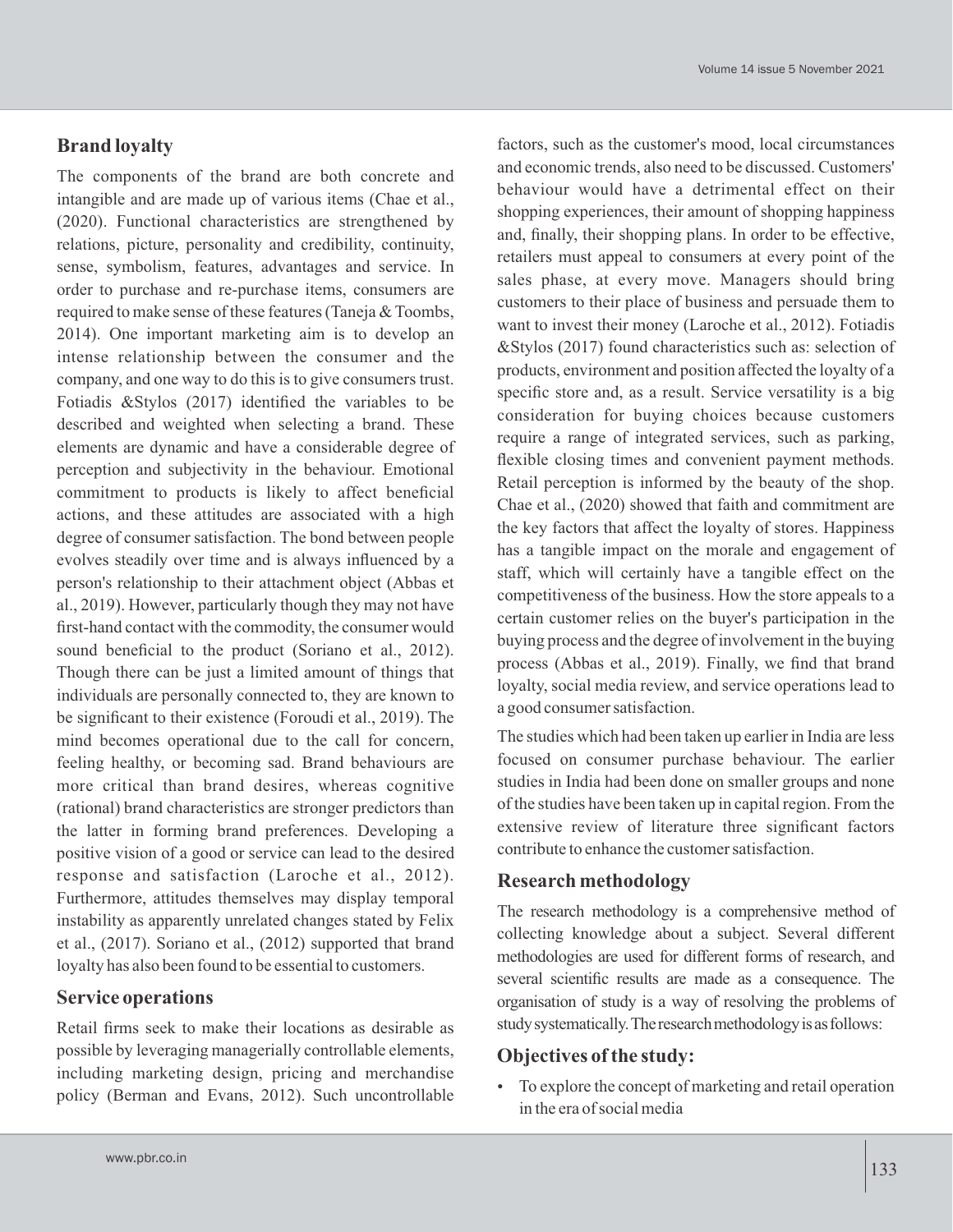## Brand loyalty

The components of the brand are both concrete and intangible and are made up of various items (Chae et al., (2020). Functional characteristics are strengthened by relations, picture, personality and credibility, continuity, sense, symbolism, features, advantages and service. In order to purchase and re-purchase items, consumers are required to make sense of these features (Taneja & Toombs, 2014). One important marketing aim is to develop an intense relationship between the consumer and the company, and one way to do this is to give consumers trust. Fotiadis &Stylos (2017) identified the variables to be described and weighted when selecting a brand. These elements are dynamic and have a considerable degree of perception and subjectivity in the behaviour. Emotional commitment to products is likely to affect beneficial actions, and these attitudes are associated with a high degree of consumer satisfaction. The bond between people evolves steadily over time and is always influenced by a person's relationship to their attachment object (Abbas et al., 2019). However, particularly though they may not have first-hand contact with the commodity, the consumer would sound beneficial to the product (Soriano et al., 2012). Though there can be just a limited amount of things that individuals are personally connected to, they are known to be significant to their existence (Foroudi et al., 2019). The mind becomes operational due to the call for concern, feeling healthy, or becoming sad. Brand behaviours are more critical than brand desires, whereas cognitive (rational) brand characteristics are stronger predictors than the latter in forming brand preferences. Developing a positive vision of a good or service can lead to the desired response and satisfaction (Laroche et al., 2012). Furthermore, attitudes themselves may display temporal instability as apparently unrelated changes stated by Felix et al., (2017). Soriano et al., (2012) supported that brand loyalty has also been found to be essential to customers.

## Service operations

Retail firms seek to make their locations as desirable as possible by leveraging managerially controllable elements, including marketing design, pricing and merchandise policy (Berman and Evans, 2012). Such uncontrollable factors, such as the customer's mood, local circumstances and economic trends, also need to be discussed. Customers' behaviour would have a detrimental effect on their shopping experiences, their amount of shopping happiness and, finally, their shopping plans. In order to be effective, retailers must appeal to consumers at every point of the sales phase, at every move. Managers should bring customers to their place of business and persuade them to want to invest their money (Laroche et al., 2012). Fotiadis &Stylos (2017) found characteristics such as: selection of products, environment and position affected the loyalty of a specific store and, as a result. Service versatility is a big consideration for buying choices because customers require a range of integrated services, such as parking, flexible closing times and convenient payment methods. Retail perception is informed by the beauty of the shop. Chae et al., (2020) showed that faith and commitment are the key factors that affect the loyalty of stores. Happiness has a tangible impact on the morale and engagement of staff, which will certainly have a tangible effect on the competitiveness of the business. How the store appeals to a certain customer relies on the buyer's participation in the buying process and the degree of involvement in the buying process (Abbas et al., 2019). Finally, we find that brand loyalty, social media review, and service operations lead to a good consumer satisfaction.

The studies which had been taken up earlier in India are less focused on consumer purchase behaviour. The earlier studies in India had been done on smaller groups and none of the studies have been taken up in capital region. From the extensive review of literature three significant factors contribute to enhance the customer satisfaction.

## Research methodology

The research methodology is a comprehensive method of collecting knowledge about a subject. Several different methodologies are used for different forms of research, and several scientific results are made as a consequence. The organisation of study is a way of resolving the problems of study systematically. The research methodology is as follows:

## Objectives of the study:

- To explore the concept of marketing and retail operation in the era of social media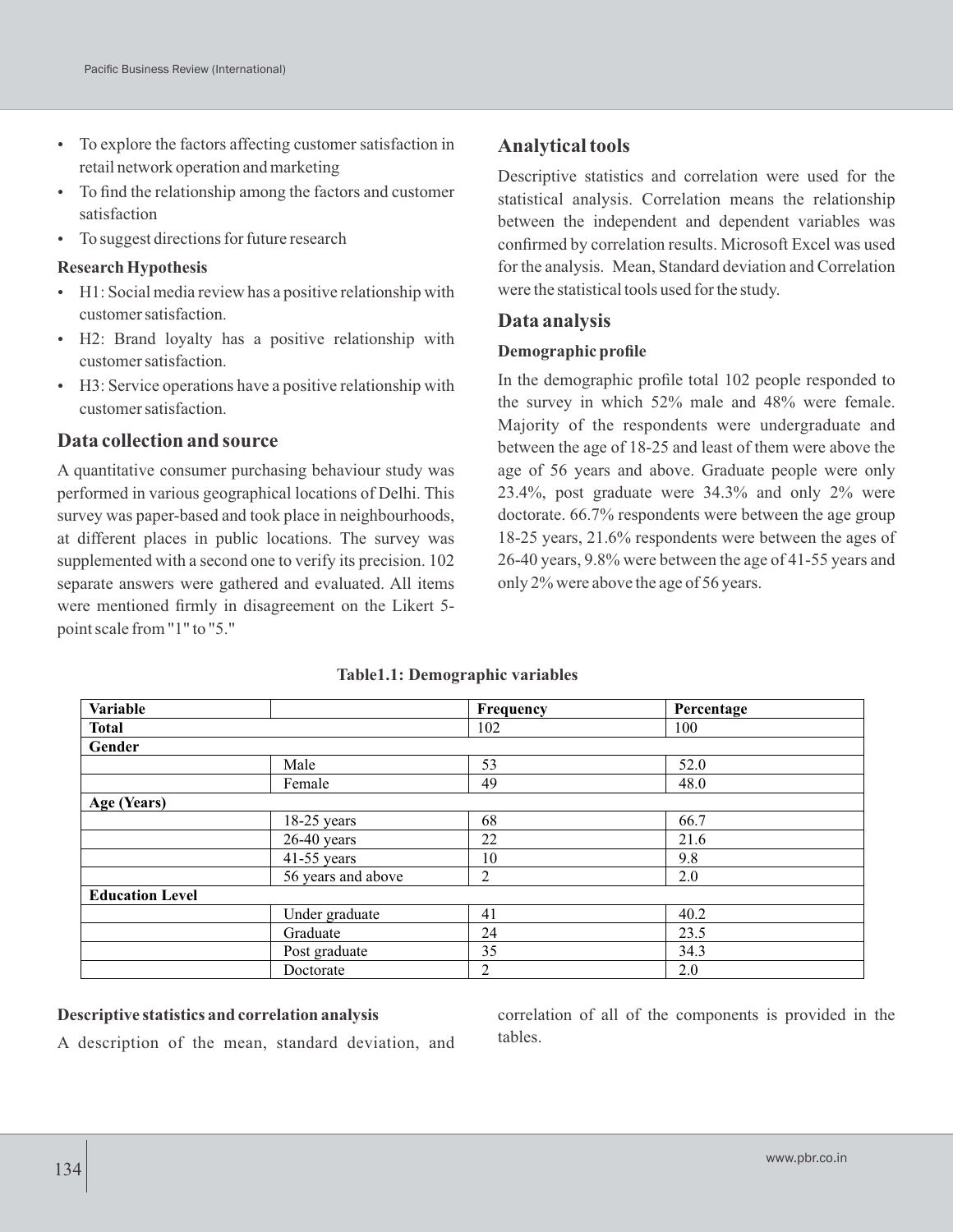- To explore the factors affecting customer satisfaction in retail network operation and marketing
- To find the relationship among the factors and customer satisfaction
- To suggest directions for future research

**Research Hypothesis**

- H1: Social media review has a positive relationship with customer satisfaction.
- H2: Brand loyalty has a positive relationship with customer satisfaction.
- H3: Service operations have a positive relationship with customer satisfaction.

## Data collection and source

A quantitative consumer purchasing behaviour study was performed in various geographical locations of Delhi. This survey was paper-based and took place in neighbourhoods, at different places in public locations. The survey was supplemented with a second one to verify its precision. 102 separate answers were gathered and evaluated. All items were mentioned firmly in disagreement on the Likert 5-point scale from "1" to "5."

## Analytical tools

Descriptive statistics and correlation were used for the statistical analysis. Correlation means the relationship between the independent and dependent variables was confirmed by correlation results. Microsoft Excel was used for the analysis. Mean, Standard deviation and Correlation were the statistical tools used for the study.

## Data analysis

**Demographic profile**

In the demographic profile total 102 people responded to the survey in which 52% male and 48% were female. Majority of the respondents were undergraduate and between the age of 18-25 and least of them were above the age of 56 years and above. Graduate people were only 23.4%, post graduate were 34.3% and only 2% were doctorate. 66.7% respondents were between the age group 18-25 years, 21.6% respondents were between the ages of 26-40 years, 9.8% were between the age of 41-55 years and only 2% were above the age of 56 years.

**Table1.1: Demographic variables**

| **Variable** | | **Frequency** | **Percentage** |
|---|---|---|---|
| **Total** | | 102 | 100 |
| **Gender** | | | |
| | Male | 53 | 52.0 |
| | Female | 49 | 48.0 |
| **Age (Years)** | | | |
| | 18-25 years | 68 | 66.7 |
| | 26-40 years | 22 | 21.6 |
| | 41-55 years | 10 | 9.8 |
| | 56 years and above | 2 | 2.0 |
| **Education Level** | | | |
| | Under graduate | 41 | 40.2 |
| | Graduate | 24 | 23.5 |
| | Post graduate | 35 | 34.3 |
| | Doctorate | 2 | 2.0 |

**Descriptive statistics and correlation analysis**

A description of the mean, standard deviation, and correlation of all of the components is provided in the tables.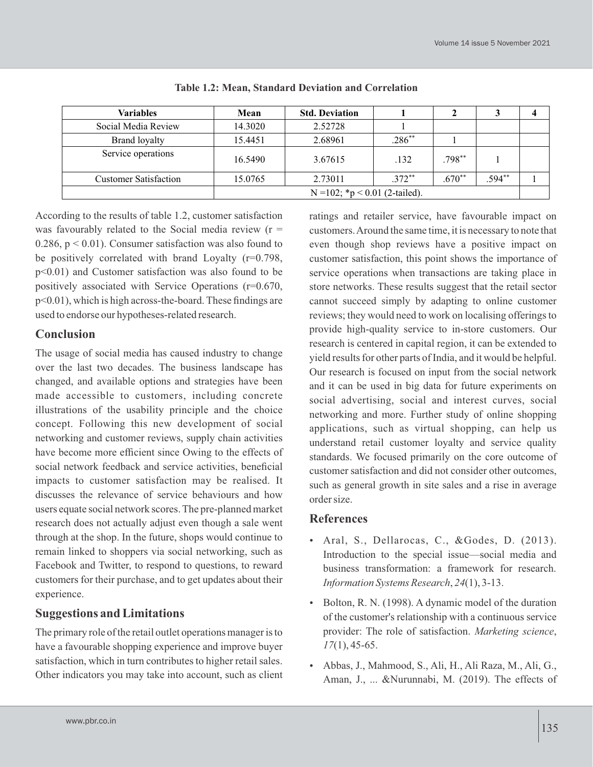**Table 1.2: Mean, Standard Deviation and Correlation**

| Variables | Mean | Std. Deviation | 1 | 2 | 3 | 4 |
|---|---|---|---|---|---|---|
| Social Media Review | 14.3020 | 2.52728 | 1 | | | |
| Brand loyalty | 15.4451 | 2.68961 | .286** | 1 | | |
| Service operations | 16.5490 | 3.67615 | .132 | .798** | 1 | |
| Customer Satisfaction | 15.0765 | 2.73011 | .372** | .670** | .594** | 1 |
| | N =102; *p < 0.01 (2-tailed). | | | | | |

According to the results of table 1.2, customer satisfaction was favourably related to the Social media review ($r = 0.286$, $p < 0.01$). Consumer satisfaction was also found to be positively correlated with brand Loyalty ($r=0.798$, $p<0.01$) and Customer satisfaction was also found to be positively associated with Service Operations ($r=0.670$, $p<0.01$), which is high across-the-board. These findings are used to endorse our hypotheses-related research.

## Conclusion

The usage of social media has caused industry to change over the last two decades. The business landscape has changed, and available options and strategies have been made accessible to customers, including concrete illustrations of the usability principle and the choice concept. Following this new development of social networking and customer reviews, supply chain activities have become more efficient since Owing to the effects of social network feedback and service activities, beneficial impacts to customer satisfaction may be realised. It discusses the relevance of service behaviours and how users equate social network scores. The pre-planned market research does not actually adjust even though a sale went through at the shop. In the future, shops would continue to remain linked to shoppers via social networking, such as Facebook and Twitter, to respond to questions, to reward customers for their purchase, and to get updates about their experience.

## Suggestions and Limitations

The primary role of the retail outlet operations manager is to have a favourable shopping experience and improve buyer satisfaction, which in turn contributes to higher retail sales. Other indicators you may take into account, such as client ratings and retailer service, have favourable impact on customers. Around the same time, it is necessary to note that even though shop reviews have a positive impact on customer satisfaction, this point shows the importance of service operations when transactions are taking place in store networks. These results suggest that the retail sector cannot succeed simply by adapting to online customer reviews; they would need to work on localising offerings to provide high-quality service to in-store customers. Our research is centered in capital region, it can be extended to yield results for other parts of India, and it would be helpful. Our research is focused on input from the social network and it can be used in big data for future experiments on social advertising, social and interest curves, social networking and more. Further study of online shopping applications, such as virtual shopping, can help us understand retail customer loyalty and service quality standards. We focused primarily on the core outcome of customer satisfaction and did not consider other outcomes, such as general growth in site sales and a rise in average order size.

## References

- Aral, S., Dellarocas, C., &Godes, D. (2013). Introduction to the special issue—social media and business transformation: a framework for research. *Information Systems Research*, *24*(1), 3-13.
- Bolton, R. N. (1998). A dynamic model of the duration of the customer's relationship with a continuous service provider: The role of satisfaction. *Marketing science*, *17*(1), 45-65.
- Abbas, J., Mahmood, S., Ali, H., Ali Raza, M., Ali, G., Aman, J., ... &Nurunnabi, M. (2019). The effects of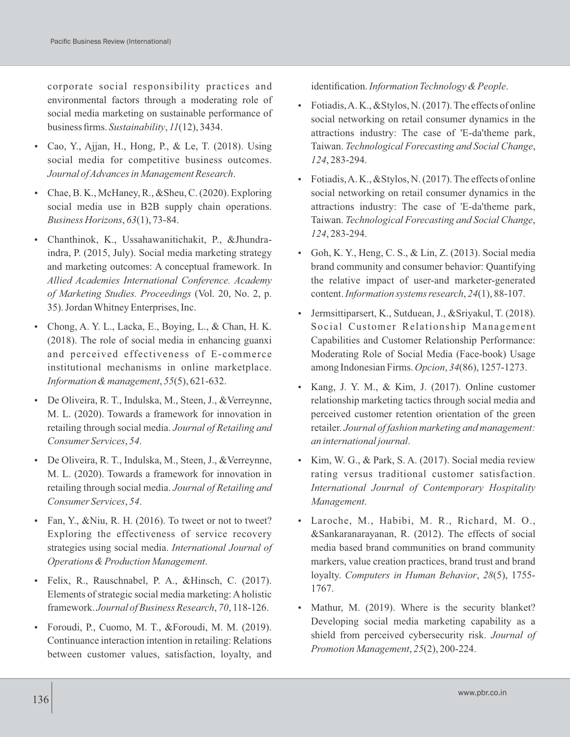corporate social responsibility practices and environmental factors through a moderating role of social media marketing on sustainable performance of business firms. *Sustainability*, *11*(12), 3434.

- Cao, Y., Ajjan, H., Hong, P., & Le, T. (2018). Using social media for competitive business outcomes. *Journal of Advances in Management Research*.
- Chae, B. K., McHaney, R., &Sheu, C. (2020). Exploring social media use in B2B supply chain operations. *Business Horizons*, *63*(1), 73-84.
- Chanthinok, K., Ussahawanitichakit, P., &Jhundra-indra, P. (2015, July). Social media marketing strategy and marketing outcomes: A conceptual framework. In *Allied Academies International Conference. Academy of Marketing Studies. Proceedings* (Vol. 20, No. 2, p. 35). Jordan Whitney Enterprises, Inc.
- Chong, A. Y. L., Lacka, E., Boying, L., & Chan, H. K. (2018). The role of social media in enhancing guanxi and perceived effectiveness of E-commerce institutional mechanisms in online marketplace. *Information & management*, *55*(5), 621-632.
- De Oliveira, R. T., Indulska, M., Steen, J., &Verreynne, M. L. (2020). Towards a framework for innovation in retailing through social media. *Journal of Retailing and Consumer Services*, *54*.
- De Oliveira, R. T., Indulska, M., Steen, J., &Verreynne, M. L. (2020). Towards a framework for innovation in retailing through social media. *Journal of Retailing and Consumer Services*, *54*.
- Fan, Y., &Niu, R. H. (2016). To tweet or not to tweet? Exploring the effectiveness of service recovery strategies using social media. *International Journal of Operations & Production Management*.
- Felix, R., Rauschnabel, P. A., &Hinsch, C. (2017). Elements of strategic social media marketing: A holistic framework. *Journal of Business Research*, *70*, 118-126.
- Foroudi, P., Cuomo, M. T., &Foroudi, M. M. (2019). Continuance interaction intention in retailing: Relations between customer values, satisfaction, loyalty, and identification. *Information Technology & People*.
- Fotiadis, A. K., &Stylos, N. (2017). The effects of online social networking on retail consumer dynamics in the attractions industry: The case of 'E-da'theme park, Taiwan. *Technological Forecasting and Social Change*, *124*, 283-294.
- Fotiadis, A. K., &Stylos, N. (2017). The effects of online social networking on retail consumer dynamics in the attractions industry: The case of 'E-da'theme park, Taiwan. *Technological Forecasting and Social Change*, *124*, 283-294.
- Goh, K. Y., Heng, C. S., & Lin, Z. (2013). Social media brand community and consumer behavior: Quantifying the relative impact of user-and marketer-generated content. *Information systems research*, *24*(1), 88-107.
- Jermsittiparsert, K., Sutduean, J., &Sriyakul, T. (2018). Social Customer Relationship Management Capabilities and Customer Relationship Performance: Moderating Role of Social Media (Face-book) Usage among Indonesian Firms. *Opcion*, *34*(86), 1257-1273.
- Kang, J. Y. M., & Kim, J. (2017). Online customer relationship marketing tactics through social media and perceived customer retention orientation of the green retailer. *Journal of fashion marketing and management: an international journal*.
- Kim, W. G., & Park, S. A. (2017). Social media review rating versus traditional customer satisfaction. *International Journal of Contemporary Hospitality Management*.
- Laroche, M., Habibi, M. R., Richard, M. O., &Sankaranarayanan, R. (2012). The effects of social media based brand communities on brand community markers, value creation practices, brand trust and brand loyalty. *Computers in Human Behavior*, *28*(5), 1755-1767.
- Mathur, M. (2019). Where is the security blanket? Developing social media marketing capability as a shield from perceived cybersecurity risk. *Journal of Promotion Management*, *25*(2), 200-224.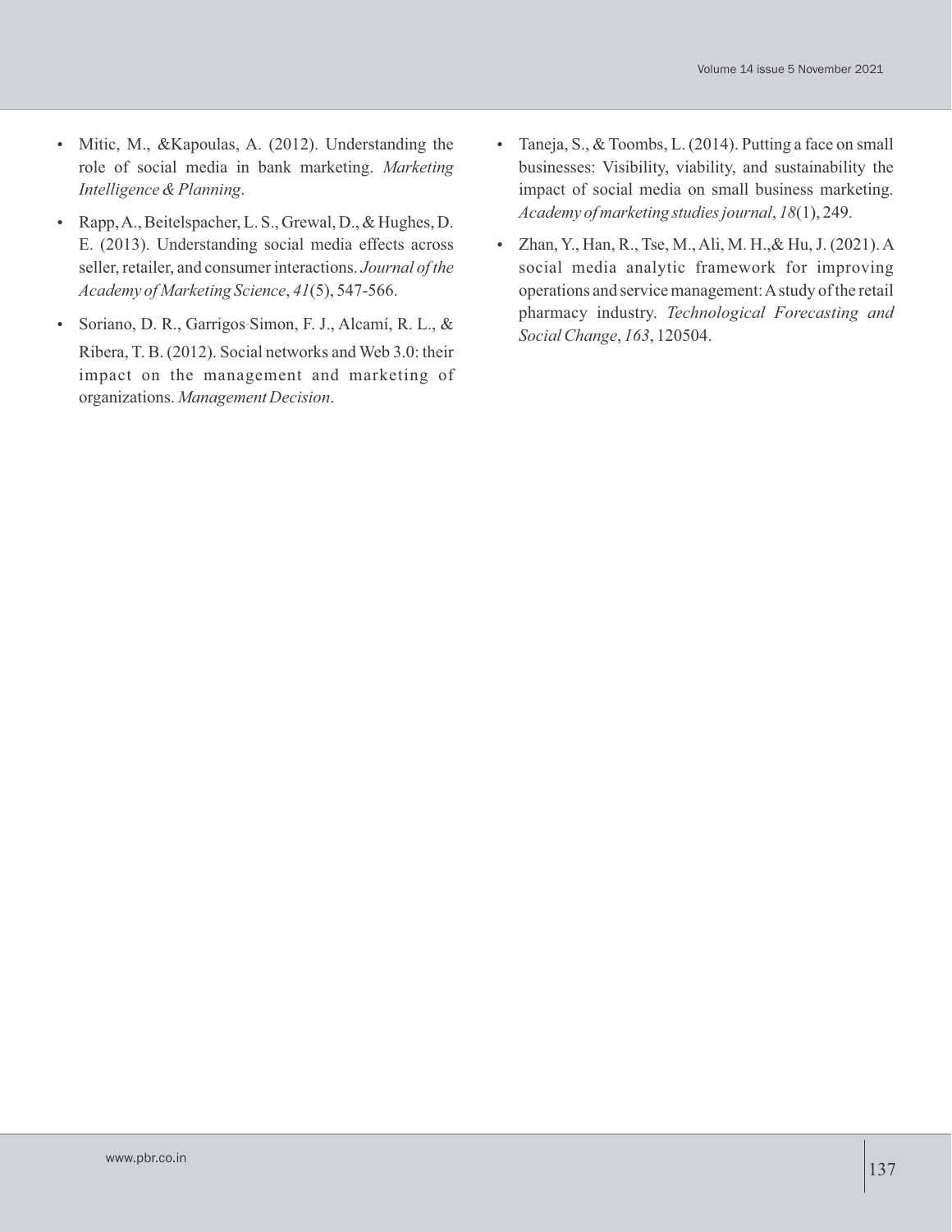- Mitic, M., &Kapoulas, A. (2012). Understanding the role of social media in bank marketing. *Marketing Intelligence & Planning*.
- Rapp, A., Beitelspacher, L. S., Grewal, D., & Hughes, D. E. (2013). Understanding social media effects across seller, retailer, and consumer interactions. *Journal of the Academy of Marketing Science*, *41*(5), 547-566.
- Soriano, D. R., Garrigos-Simon, F. J., Alcamí, R. L., & Ribera, T. B. (2012). Social networks and Web 3.0: their impact on the management and marketing of organizations. *Management Decision*.
- Taneja, S., & Toombs, L. (2014). Putting a face on small businesses: Visibility, viability, and sustainability the impact of social media on small business marketing. *Academy of marketing studies journal*, *18*(1), 249.
- Zhan, Y., Han, R., Tse, M., Ali, M. H.,& Hu, J. (2021). A social media analytic framework for improving operations and service management: A study of the retail pharmacy industry. *Technological Forecasting and Social Change*, *163*, 120504.